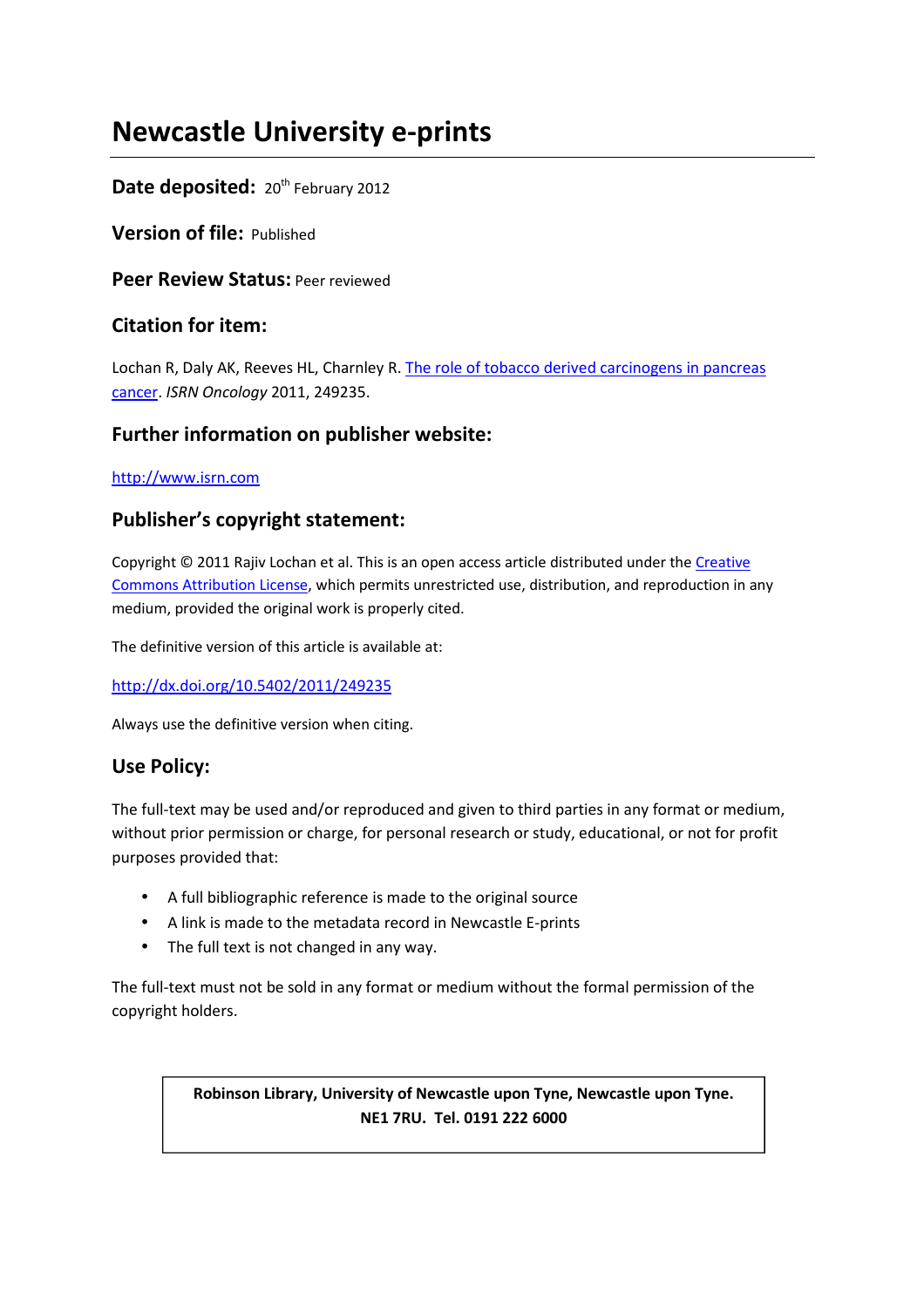# Newcastle University e-prints

**Date deposited:** 20th February 2012

**Version of file:** Published

**Peer Review Status:** Peer reviewed

## Citation for item:

Lochan R, Daly AK, Reeves HL, Charnley R. The role of tobacco derived carcinogens in pancreas cancer. *ISRN Oncology* 2011, 249235.

## Further information on publisher website:

http://www.isrn.com

## Publisher's copyright statement:

Copyright © 2011 Rajiv Lochan et al. This is an open access article distributed under the Creative Commons Attribution License, which permits unrestricted use, distribution, and reproduction in any medium, provided the original work is properly cited.

The definitive version of this article is available at:

http://dx.doi.org/10.5402/2011/249235

Always use the definitive version when citing.

## Use Policy:

The full-text may be used and/or reproduced and given to third parties in any format or medium, without prior permission or charge, for personal research or study, educational, or not for profit purposes provided that:

- A full bibliographic reference is made to the original source
- A link is made to the metadata record in Newcastle E-prints
- The full text is not changed in any way.

The full-text must not be sold in any format or medium without the formal permission of the copyright holders.

**Robinson Library, University of Newcastle upon Tyne, Newcastle upon Tyne.**
**NE1 7RU. Tel. 0191 222 6000**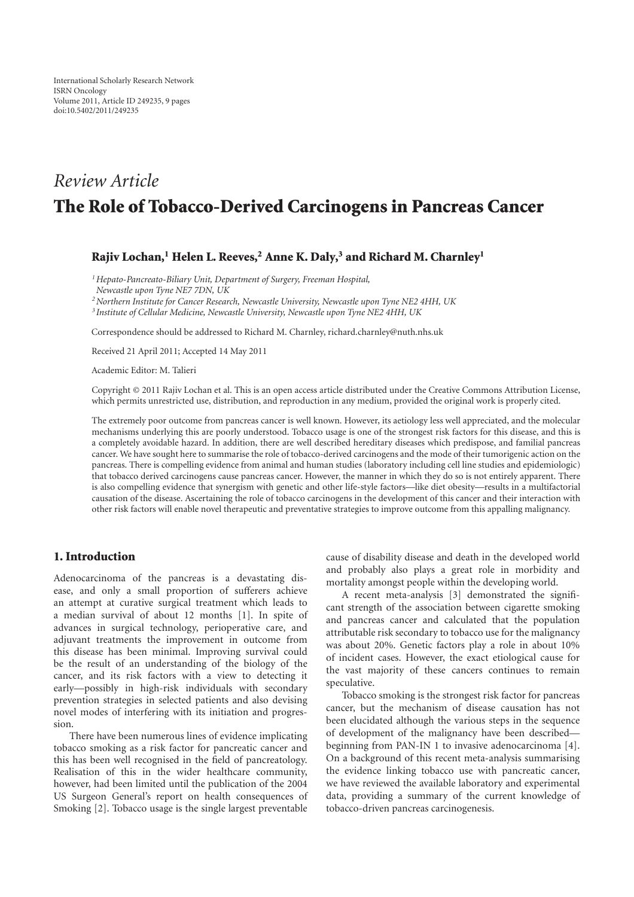International Scholarly Research Network
ISRN Oncology
Volume 2011, Article ID 249235, 9 pages
doi:10.5402/2011/249235

*Review Article*

# The Role of Tobacco-Derived Carcinogens in Pancreas Cancer

**Rajiv Lochan,[1] Helen L. Reeves,[2] Anne K. Daly,[3] and Richard M. Charnley[1]**

[1] *Hepato-Pancreato-Biliary Unit, Department of Surgery, Freeman Hospital, Newcastle upon Tyne NE7 7DN, UK*
[2] *Northern Institute for Cancer Research, Newcastle University, Newcastle upon Tyne NE2 4HH, UK*
[3] *Institute of Cellular Medicine, Newcastle University, Newcastle upon Tyne NE2 4HH, UK*

Correspondence should be addressed to Richard M. Charnley, richard.charnley@nuth.nhs.uk

Received 21 April 2011; Accepted 14 May 2011

Academic Editor: M. Talieri

Copyright © 2011 Rajiv Lochan et al. This is an open access article distributed under the Creative Commons Attribution License, which permits unrestricted use, distribution, and reproduction in any medium, provided the original work is properly cited.

The extremely poor outcome from pancreas cancer is well known. However, its aetiology less well appreciated, and the molecular mechanisms underlying this are poorly understood. Tobacco usage is one of the strongest risk factors for this disease, and this is a completely avoidable hazard. In addition, there are well described hereditary diseases which predispose, and familial pancreas cancer. We have sought here to summarise the role of tobacco-derived carcinogens and the mode of their tumorigenic action on the pancreas. There is compelling evidence from animal and human studies (laboratory including cell line studies and epidemiologic) that tobacco derived carcinogens cause pancreas cancer. However, the manner in which they do so is not entirely apparent. There is also compelling evidence that synergism with genetic and other life-style factors—like diet obesity—results in a multifactorial causation of the disease. Ascertaining the role of tobacco carcinogens in the development of this cancer and their interaction with other risk factors will enable novel therapeutic and preventative strategies to improve outcome from this appalling malignancy.

## 1. Introduction

Adenocarcinoma of the pancreas is a devastating disease, and only a small proportion of sufferers achieve an attempt at curative surgical treatment which leads to a median survival of about 12 months [1]. In spite of advances in surgical technology, perioperative care, and adjuvant treatments the improvement in outcome from this disease has been minimal. Improving survival could be the result of an understanding of the biology of the cancer, and its risk factors with a view to detecting it early—possibly in high-risk individuals with secondary prevention strategies in selected patients and also devising novel modes of interfering with its initiation and progression.

There have been numerous lines of evidence implicating tobacco smoking as a risk factor for pancreatic cancer and this has been well recognised in the field of pancreatology. Realisation of this in the wider healthcare community, however, had been limited until the publication of the 2004 US Surgeon General's report on health consequences of Smoking [2]. Tobacco usage is the single largest preventable cause of disability disease and death in the developed world and probably also plays a great role in morbidity and mortality amongst people within the developing world.

A recent meta-analysis [3] demonstrated the significant strength of the association between cigarette smoking and pancreas cancer and calculated that the population attributable risk secondary to tobacco use for the malignancy was about 20%. Genetic factors play a role in about 10% of incident cases. However, the exact etiological cause for the vast majority of these cancers continues to remain speculative.

Tobacco smoking is the strongest risk factor for pancreas cancer, but the mechanism of disease causation has not been elucidated although the various steps in the sequence of development of the malignancy have been described—beginning from PAN-IN 1 to invasive adenocarcinoma [4]. On a background of this recent meta-analysis summarising the evidence linking tobacco use with pancreatic cancer, we have reviewed the available laboratory and experimental data, providing a summary of the current knowledge of tobacco-driven pancreas carcinogenesis.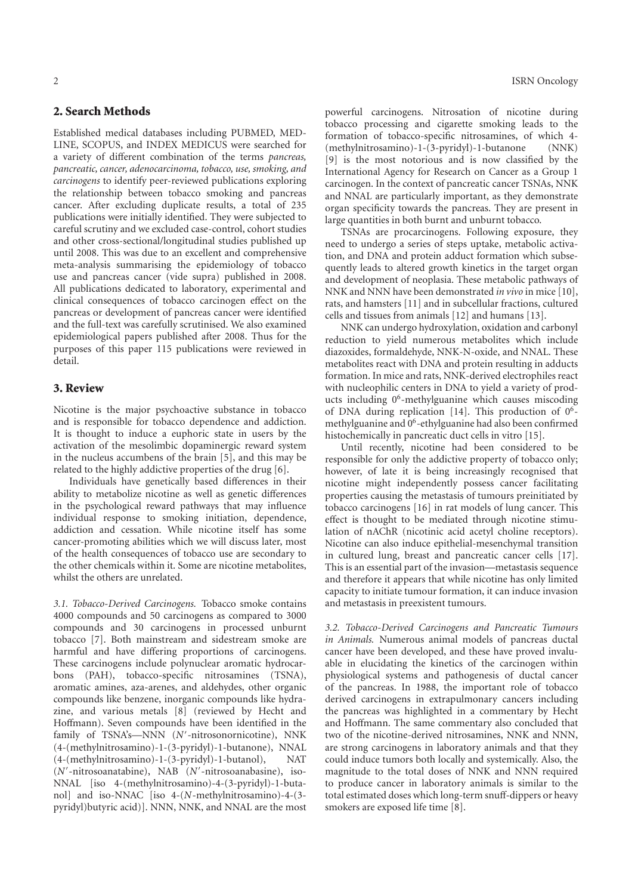## 2. Search Methods

Established medical databases including PUBMED, MEDLINE, SCOPUS, and INDEX MEDICUS were searched for a variety of different combination of the terms *pancreas, pancreatic, cancer, adenocarcinoma, tobacco, use, smoking, and carcinogens* to identify peer-reviewed publications exploring the relationship between tobacco smoking and pancreas cancer. After excluding duplicate results, a total of 235 publications were initially identified. They were subjected to careful scrutiny and we excluded case-control, cohort studies and other cross-sectional/longitudinal studies published up until 2008. This was due to an excellent and comprehensive meta-analysis summarising the epidemiology of tobacco use and pancreas cancer (vide supra) published in 2008. All publications dedicated to laboratory, experimental and clinical consequences of tobacco carcinogen effect on the pancreas or development of pancreas cancer were identified and the full-text was carefully scrutinised. We also examined epidemiological papers published after 2008. Thus for the purposes of this paper 115 publications were reviewed in detail.

## 3. Review

Nicotine is the major psychoactive substance in tobacco and is responsible for tobacco dependence and addiction. It is thought to induce a euphoric state in users by the activation of the mesolimbic dopaminergic reward system in the nucleus accumbens of the brain [5], and this may be related to the highly addictive properties of the drug [6].

Individuals have genetically based differences in their ability to metabolize nicotine as well as genetic differences in the psychological reward pathways that may influence individual response to smoking initiation, dependence, addiction and cessation. While nicotine itself has some cancer-promoting abilities which we will discuss later, most of the health consequences of tobacco use are secondary to the other chemicals within it. Some are nicotine metabolites, whilst the others are unrelated.

*3.1. Tobacco-Derived Carcinogens.* Tobacco smoke contains 4000 compounds and 50 carcinogens as compared to 3000 compounds and 30 carcinogens in processed unburnt tobacco [7]. Both mainstream and sidestream smoke are harmful and have differing proportions of carcinogens. These carcinogens include polynuclear aromatic hydrocarbons (PAH), tobacco-specific nitrosamines (TSNA), aromatic amines, aza-arenes, and aldehydes, other organic compounds like benzene, inorganic compounds like hydrazine, and various metals [8] (reviewed by Hecht and Hoffmann). Seven compounds have been identified in the family of TSNA's—NNN ($N'$-nitrosonornicotine), NNK (4-(methylnitrosamino)-1-(3-pyridyl)-1-butanone), NNAL (4-(methylnitrosamino)-1-(3-pyridyl)-1-butanol), NAT ($N'$-nitrosoanatabine), NAB ($N'$-nitrosoanabasine), iso-NNAL [iso 4-(methylnitrosamino)-4-(3-pyridyl)-1-butanol] and iso-NNAC [iso 4-($N$-methylnitrosamino)-4-(3-pyridyl)butyric acid)]. NNN, NNK, and NNAL are the most powerful carcinogens. Nitrosation of nicotine during tobacco processing and cigarette smoking leads to the formation of tobacco-specific nitrosamines, of which 4-(methylnitrosamino)-1-(3-pyridyl)-1-butanone (NNK) [9] is the most notorious and is now classified by the International Agency for Research on Cancer as a Group 1 carcinogen. In the context of pancreatic cancer TSNAs, NNK and NNAL are particularly important, as they demonstrate organ specificity towards the pancreas. They are present in large quantities in both burnt and unburnt tobacco.

TSNAs are procarcinogens. Following exposure, they need to undergo a series of steps uptake, metabolic activation, and DNA and protein adduct formation which subsequently leads to altered growth kinetics in the target organ and development of neoplasia. These metabolic pathways of NNK and NNN have been demonstrated *in vivo* in mice [10], rats, and hamsters [11] and in subcellular fractions, cultured cells and tissues from animals [12] and humans [13].

NNK can undergo hydroxylation, oxidation and carbonyl reduction to yield numerous metabolites which include diazoxides, formaldehyde, NNK-N-oxide, and NNAL. These metabolites react with DNA and protein resulting in adducts formation. In mice and rats, NNK-derived electrophiles react with nucleophilic centers in DNA to yield a variety of products including $0^6$-methylguanine which causes miscoding of DNA during replication [14]. This production of $0^6$-methylguanine and $0^6$-ethylguanine had also been confirmed histochemically in pancreatic duct cells in vitro [15].

Until recently, nicotine had been considered to be responsible for only the addictive property of tobacco only; however, of late it is being increasingly recognised that nicotine might independently possess cancer facilitating properties causing the metastasis of tumours preinitiated by tobacco carcinogens [16] in rat models of lung cancer. This effect is thought to be mediated through nicotine stimulation of nAChR (nicotinic acid acetyl choline receptors). Nicotine can also induce epithelial-mesenchymal transition in cultured lung, breast and pancreatic cancer cells [17]. This is an essential part of the invasion—metastasis sequence and therefore it appears that while nicotine has only limited capacity to initiate tumour formation, it can induce invasion and metastasis in preexistent tumours.

*3.2. Tobacco-Derived Carcinogens and Pancreatic Tumours in Animals.* Numerous animal models of pancreas ductal cancer have been developed, and these have proved invaluable in elucidating the kinetics of the carcinogen within physiological systems and pathogenesis of ductal cancer of the pancreas. In 1988, the important role of tobacco derived carcinogens in extrapulmonary cancers including the pancreas was highlighted in a commentary by Hecht and Hoffmann. The same commentary also concluded that two of the nicotine-derived nitrosamines, NNK and NNN, are strong carcinogens in laboratory animals and that they could induce tumors both locally and systemically. Also, the magnitude to the total doses of NNK and NNN required to produce cancer in laboratory animals is similar to the total estimated doses which long-term snuff-dippers or heavy smokers are exposed life time [8].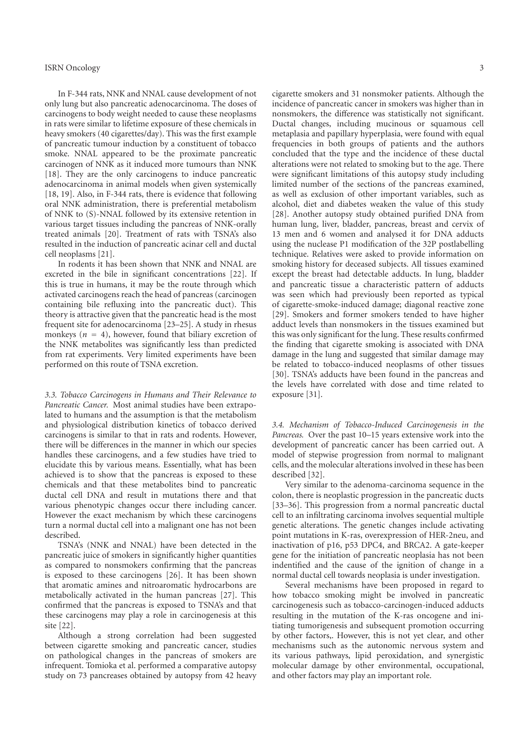In F-344 rats, NNK and NNAL cause development of not only lung but also pancreatic adenocarcinoma. The doses of carcinogens to body weight needed to cause these neoplasms in rats were similar to lifetime exposure of these chemicals in heavy smokers (40 cigarettes/day). This was the first example of pancreatic tumour induction by a constituent of tobacco smoke. NNAL appeared to be the proximate pancreatic carcinogen of NNK as it induced more tumours than NNK [18]. They are the only carcinogens to induce pancreatic adenocarcinoma in animal models when given systemically [18, 19]. Also, in F-344 rats, there is evidence that following oral NNK administration, there is preferential metabolism of NNK to (S)-NNAL followed by its extensive retention in various target tissues including the pancreas of NNK-orally treated animals [20]. Treatment of rats with TSNA's also resulted in the induction of pancreatic acinar cell and ductal cell neoplasms [21].

In rodents it has been shown that NNK and NNAL are excreted in the bile in significant concentrations [22]. If this is true in humans, it may be the route through which activated carcinogens reach the head of pancreas (carcinogen containing bile refluxing into the pancreatic duct). This theory is attractive given that the pancreatic head is the most frequent site for adenocarcinoma [23–25]. A study in rhesus monkeys ($n = 4$), however, found that biliary excretion of the NNK metabolites was significantly less than predicted from rat experiments. Very limited experiments have been performed on this route of TSNA excretion.

### *3.3. Tobacco Carcinogens in Humans and Their Relevance to Pancreatic Cancer.*

Most animal studies have been extrapolated to humans and the assumption is that the metabolism and physiological distribution kinetics of tobacco derived carcinogens is similar to that in rats and rodents. However, there will be differences in the manner in which our species handles these carcinogens, and a few studies have tried to elucidate this by various means. Essentially, what has been achieved is to show that the pancreas is exposed to these chemicals and that these metabolites bind to pancreatic ductal cell DNA and result in mutations there and that various phenotypic changes occur there including cancer. However the exact mechanism by which these carcinogens turn a normal ductal cell into a malignant one has not been described.

TSNA's (NNK and NNAL) have been detected in the pancreatic juice of smokers in significantly higher quantities as compared to nonsmokers confirming that the pancreas is exposed to these carcinogens [26]. It has been shown that aromatic amines and nitroaromatic hydrocarbons are metabolically activated in the human pancreas [27]. This confirmed that the pancreas is exposed to TSNA's and that these carcinogens may play a role in carcinogenesis at this site [22].

Although a strong correlation had been suggested between cigarette smoking and pancreatic cancer, studies on pathological changes in the pancreas of smokers are infrequent. Tomioka et al. performed a comparative autopsy study on 73 pancreases obtained by autopsy from 42 heavy cigarette smokers and 31 nonsmoker patients. Although the incidence of pancreatic cancer in smokers was higher than in nonsmokers, the difference was statistically not significant. Ductal changes, including mucinous or squamous cell metaplasia and papillary hyperplasia, were found with equal frequencies in both groups of patients and the authors concluded that the type and the incidence of these ductal alterations were not related to smoking but to the age. There were significant limitations of this autopsy study including limited number of the sections of the pancreas examined, as well as exclusion of other important variables, such as alcohol, diet and diabetes weaken the value of this study [28]. Another autopsy study obtained purified DNA from human lung, liver, bladder, pancreas, breast and cervix of 13 men and 6 women and analysed it for DNA adducts using the nuclease P1 modification of the 32P postlabelling technique. Relatives were asked to provide information on smoking history for deceased subjects. All tissues examined except the breast had detectable adducts. In lung, bladder and pancreatic tissue a characteristic pattern of adducts was seen which had previously been reported as typical of cigarette-smoke-induced damage; diagonal reactive zone [29]. Smokers and former smokers tended to have higher adduct levels than nonsmokers in the tissues examined but this was only significant for the lung. These results confirmed the finding that cigarette smoking is associated with DNA damage in the lung and suggested that similar damage may be related to tobacco-induced neoplasms of other tissues [30]. TSNA's adducts have been found in the pancreas and the levels have correlated with dose and time related to exposure [31].

### *3.4. Mechanism of Tobacco-Induced Carcinogenesis in the Pancreas.*

Over the past 10–15 years extensive work into the development of pancreatic cancer has been carried out. A model of stepwise progression from normal to malignant cells, and the molecular alterations involved in these has been described [32].

Very similar to the adenoma-carcinoma sequence in the colon, there is neoplastic progression in the pancreatic ducts [33–36]. This progression from a normal pancreatic ductal cell to an infiltrating carcinoma involves sequential multiple genetic alterations. The genetic changes include activating point mutations in K-ras, overexpression of HER-2neu, and inactivation of p16, p53 DPC4, and BRCA2. A gate-keeper gene for the initiation of pancreatic neoplasia has not been indentified and the cause of the ignition of change in a normal ductal cell towards neoplasia is under investigation.

Several mechanisms have been proposed in regard to how tobacco smoking might be involved in pancreatic carcinogenesis such as tobacco-carcinogen-induced adducts resulting in the mutation of the K-ras oncogene and initiating tumorigenesis and subsequent promotion occurring by other factors,. However, this is not yet clear, and other mechanisms such as the autonomic nervous system and its various pathways, lipid peroxidation, and synergistic molecular damage by other environmental, occupational, and other factors may play an important role.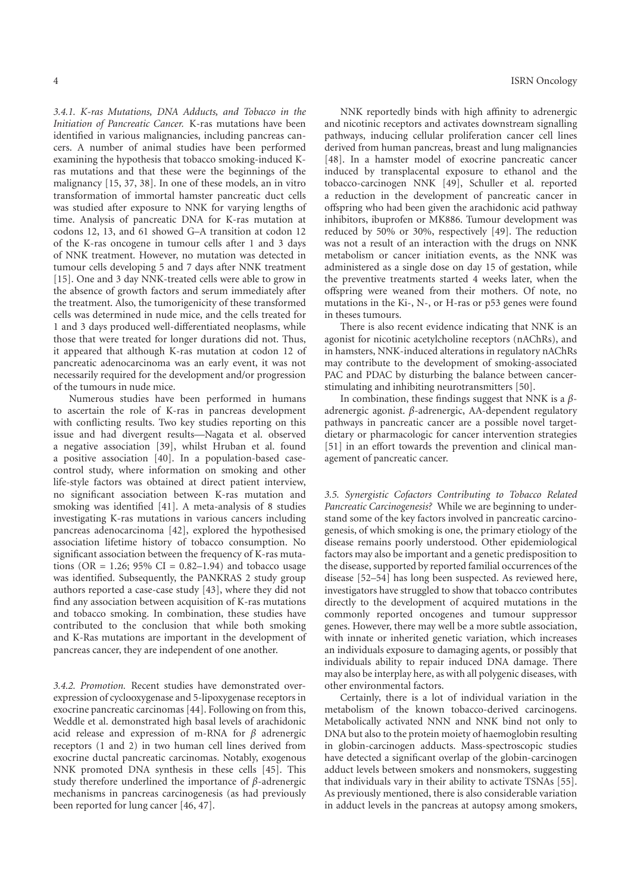*3.4.1. K-ras Mutations, DNA Adducts, and Tobacco in the Initiation of Pancreatic Cancer.* K-ras mutations have been identified in various malignancies, including pancreas cancers. A number of animal studies have been performed examining the hypothesis that tobacco smoking-induced K-ras mutations and that these were the beginnings of the malignancy [15, 37, 38]. In one of these models, an in vitro transformation of immortal hamster pancreatic duct cells was studied after exposure to NNK for varying lengths of time. Analysis of pancreatic DNA for K-ras mutation at codons 12, 13, and 61 showed G–A transition at codon 12 of the K-ras oncogene in tumour cells after 1 and 3 days of NNK treatment. However, no mutation was detected in tumour cells developing 5 and 7 days after NNK treatment [15]. One and 3 day NNK-treated cells were able to grow in the absence of growth factors and serum immediately after the treatment. Also, the tumorigenicity of these transformed cells was determined in nude mice, and the cells treated for 1 and 3 days produced well-differentiated neoplasms, while those that were treated for longer durations did not. Thus, it appeared that although K-ras mutation at codon 12 of pancreatic adenocarcinoma was an early event, it was not necessarily required for the development and/or progression of the tumours in nude mice.

Numerous studies have been performed in humans to ascertain the role of K-ras in pancreas development with conflicting results. Two key studies reporting on this issue and had divergent results—Nagata et al. observed a negative association [39], whilst Hruban et al. found a positive association [40]. In a population-based case-control study, where information on smoking and other life-style factors was obtained at direct patient interview, no significant association between K-ras mutation and smoking was identified [41]. A meta-analysis of 8 studies investigating K-ras mutations in various cancers including pancreas adenocarcinoma [42], explored the hypothesised association lifetime history of tobacco consumption. No significant association between the frequency of K-ras mutations (OR = 1.26; 95% CI = 0.82–1.94) and tobacco usage was identified. Subsequently, the PANKRAS 2 study group authors reported a case-case study [43], where they did not find any association between acquisition of K-ras mutations and tobacco smoking. In combination, these studies have contributed to the conclusion that while both smoking and K-Ras mutations are important in the development of pancreas cancer, they are independent of one another.

*3.4.2. Promotion.* Recent studies have demonstrated over-expression of cyclooxygenase and 5-lipoxygenase receptors in exocrine pancreatic carcinomas [44]. Following on from this, Weddle et al. demonstrated high basal levels of arachidonic acid release and expression of m-RNA for $\beta$ adrenergic receptors (1 and 2) in two human cell lines derived from exocrine ductal pancreatic carcinomas. Notably, exogenous NNK promoted DNA synthesis in these cells [45]. This study therefore underlined the importance of $\beta$-adrenergic mechanisms in pancreas carcinogenesis (as had previously been reported for lung cancer [46, 47].

NNK reportedly binds with high affinity to adrenergic and nicotinic receptors and activates downstream signalling pathways, inducing cellular proliferation cancer cell lines derived from human pancreas, breast and lung malignancies [48]. In a hamster model of exocrine pancreatic cancer induced by transplacental exposure to ethanol and the tobacco-carcinogen NNK [49], Schuller et al. reported a reduction in the development of pancreatic cancer in offspring who had been given the arachidonic acid pathway inhibitors, ibuprofen or MK886. Tumour development was reduced by 50% or 30%, respectively [49]. The reduction was not a result of an interaction with the drugs on NNK metabolism or cancer initiation events, as the NNK was administered as a single dose on day 15 of gestation, while the preventive treatments started 4 weeks later, when the offspring were weaned from their mothers. Of note, no mutations in the Ki-, N-, or H-ras or p53 genes were found in theses tumours.

There is also recent evidence indicating that NNK is an agonist for nicotinic acetylcholine receptors (nAChRs), and in hamsters, NNK-induced alterations in regulatory nAChRs may contribute to the development of smoking-associated PAC and PDAC by disturbing the balance between cancer-stimulating and inhibiting neurotransmitters [50].

In combination, these findings suggest that NNK is a $\beta$-adrenergic agonist. $\beta$-adrenergic, AA-dependent regulatory pathways in pancreatic cancer are a possible novel target-dietary or pharmacologic for cancer intervention strategies [51] in an effort towards the prevention and clinical management of pancreatic cancer.

*3.5. Synergistic Cofactors Contributing to Tobacco Related Pancreatic Carcinogenesis?* While we are beginning to understand some of the key factors involved in pancreatic carcinogenesis, of which smoking is one, the primary etiology of the disease remains poorly understood. Other epidemiological factors may also be important and a genetic predisposition to the disease, supported by reported familial occurrences of the disease [52–54] has long been suspected. As reviewed here, investigators have struggled to show that tobacco contributes directly to the development of acquired mutations in the commonly reported oncogenes and tumour suppressor genes. However, there may well be a more subtle association, with innate or inherited genetic variation, which increases an individuals exposure to damaging agents, or possibly that individuals ability to repair induced DNA damage. There may also be interplay here, as with all polygenic diseases, with other environmental factors.

Certainly, there is a lot of individual variation in the metabolism of the known tobacco-derived carcinogens. Metabolically activated NNN and NNK bind not only to DNA but also to the protein moiety of haemoglobin resulting in globin-carcinogen adducts. Mass-spectroscopic studies have detected a significant overlap of the globin-carcinogen adduct levels between smokers and nonsmokers, suggesting that individuals vary in their ability to activate TSNAs [55]. As previously mentioned, there is also considerable variation in adduct levels in the pancreas at autopsy among smokers,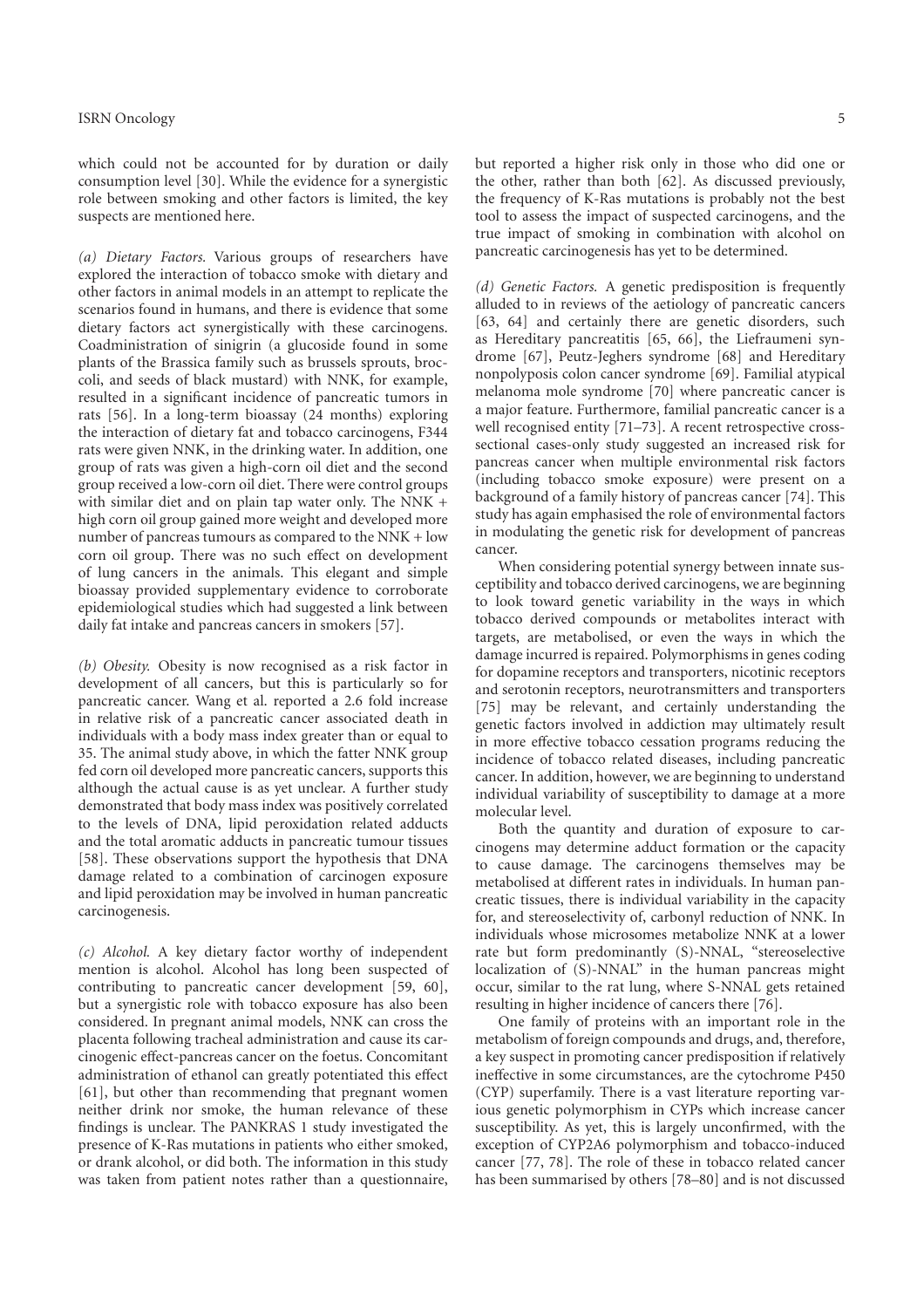which could not be accounted for by duration or daily consumption level [30]. While the evidence for a synergistic role between smoking and other factors is limited, the key suspects are mentioned here.

*(a) Dietary Factors.* Various groups of researchers have explored the interaction of tobacco smoke with dietary and other factors in animal models in an attempt to replicate the scenarios found in humans, and there is evidence that some dietary factors act synergistically with these carcinogens. Coadministration of sinigrin (a glucoside found in some plants of the Brassica family such as brussels sprouts, broccoli, and seeds of black mustard) with NNK, for example, resulted in a significant incidence of pancreatic tumors in rats [56]. In a long-term bioassay (24 months) exploring the interaction of dietary fat and tobacco carcinogens, F344 rats were given NNK, in the drinking water. In addition, one group of rats was given a high-corn oil diet and the second group received a low-corn oil diet. There were control groups with similar diet and on plain tap water only. The NNK + high corn oil group gained more weight and developed more number of pancreas tumours as compared to the NNK + low corn oil group. There was no such effect on development of lung cancers in the animals. This elegant and simple bioassay provided supplementary evidence to corroborate epidemiological studies which had suggested a link between daily fat intake and pancreas cancers in smokers [57].

*(b) Obesity.* Obesity is now recognised as a risk factor in development of all cancers, but this is particularly so for pancreatic cancer. Wang et al. reported a 2.6 fold increase in relative risk of a pancreatic cancer associated death in individuals with a body mass index greater than or equal to 35. The animal study above, in which the fatter NNK group fed corn oil developed more pancreatic cancers, supports this although the actual cause is as yet unclear. A further study demonstrated that body mass index was positively correlated to the levels of DNA, lipid peroxidation related adducts and the total aromatic adducts in pancreatic tumour tissues [58]. These observations support the hypothesis that DNA damage related to a combination of carcinogen exposure and lipid peroxidation may be involved in human pancreatic carcinogenesis.

*(c) Alcohol.* A key dietary factor worthy of independent mention is alcohol. Alcohol has long been suspected of contributing to pancreatic cancer development [59, 60], but a synergistic role with tobacco exposure has also been considered. In pregnant animal models, NNK can cross the placenta following tracheal administration and cause its carcinogenic effect-pancreas cancer on the foetus. Concomitant administration of ethanol can greatly potentiated this effect [61], but other than recommending that pregnant women neither drink nor smoke, the human relevance of these findings is unclear. The PANKRAS 1 study investigated the presence of K-Ras mutations in patients who either smoked, or drank alcohol, or did both. The information in this study was taken from patient notes rather than a questionnaire, but reported a higher risk only in those who did one or the other, rather than both [62]. As discussed previously, the frequency of K-Ras mutations is probably not the best tool to assess the impact of suspected carcinogens, and the true impact of smoking in combination with alcohol on pancreatic carcinogenesis has yet to be determined.

*(d) Genetic Factors.* A genetic predisposition is frequently alluded to in reviews of the aetiology of pancreatic cancers [63, 64] and certainly there are genetic disorders, such as Hereditary pancreatitis [65, 66], the Liefraumeni syndrome [67], Peutz-Jeghers syndrome [68] and Hereditary nonpolyposis colon cancer syndrome [69]. Familial atypical melanoma mole syndrome [70] where pancreatic cancer is a major feature. Furthermore, familial pancreatic cancer is a well recognised entity [71–73]. A recent retrospective cross-sectional cases-only study suggested an increased risk for pancreas cancer when multiple environmental risk factors (including tobacco smoke exposure) were present on a background of a family history of pancreas cancer [74]. This study has again emphasised the role of environmental factors in modulating the genetic risk for development of pancreas cancer.

When considering potential synergy between innate susceptibility and tobacco derived carcinogens, we are beginning to look toward genetic variability in the ways in which tobacco derived compounds or metabolites interact with targets, are metabolised, or even the ways in which the damage incurred is repaired. Polymorphisms in genes coding for dopamine receptors and transporters, nicotinic receptors and serotonin receptors, neurotransmitters and transporters [75] may be relevant, and certainly understanding the genetic factors involved in addiction may ultimately result in more effective tobacco cessation programs reducing the incidence of tobacco related diseases, including pancreatic cancer. In addition, however, we are beginning to understand individual variability of susceptibility to damage at a more molecular level.

Both the quantity and duration of exposure to carcinogens may determine adduct formation or the capacity to cause damage. The carcinogens themselves may be metabolised at different rates in individuals. In human pancreatic tissues, there is individual variability in the capacity for, and stereoselectivity of, carbonyl reduction of NNK. In individuals whose microsomes metabolize NNK at a lower rate but form predominantly (S)-NNAL, "stereoselective localization of (S)-NNAL" in the human pancreas might occur, similar to the rat lung, where S-NNAL gets retained resulting in higher incidence of cancers there [76].

One family of proteins with an important role in the metabolism of foreign compounds and drugs, and, therefore, a key suspect in promoting cancer predisposition if relatively ineffective in some circumstances, are the cytochrome P450 (CYP) superfamily. There is a vast literature reporting various genetic polymorphism in CYPs which increase cancer susceptibility. As yet, this is largely unconfirmed, with the exception of CYP2A6 polymorphism and tobacco-induced cancer [77, 78]. The role of these in tobacco related cancer has been summarised by others [78–80] and is not discussed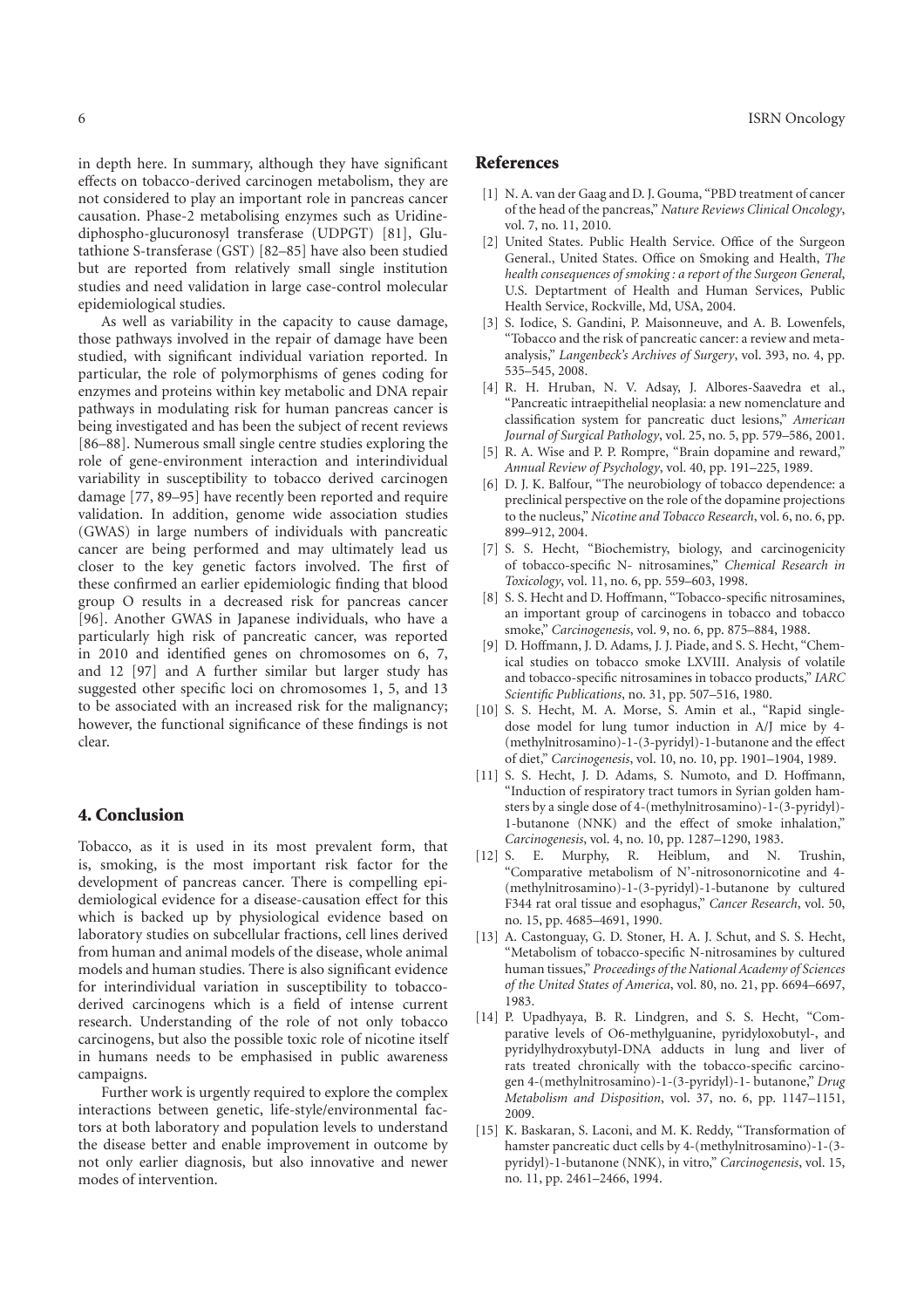in depth here. In summary, although they have significant effects on tobacco-derived carcinogen metabolism, they are not considered to play an important role in pancreas cancer causation. Phase-2 metabolising enzymes such as Uridine-diphospho-glucuronosyl transferase (UDPGT) [81], Glutathione S-transferase (GST) [82–85] have also been studied but are reported from relatively small single institution studies and need validation in large case-control molecular epidemiological studies.

As well as variability in the capacity to cause damage, those pathways involved in the repair of damage have been studied, with significant individual variation reported. In particular, the role of polymorphisms of genes coding for enzymes and proteins within key metabolic and DNA repair pathways in modulating risk for human pancreas cancer is being investigated and has been the subject of recent reviews [86–88]. Numerous small single centre studies exploring the role of gene-environment interaction and interindividual variability in susceptibility to tobacco derived carcinogen damage [77, 89–95] have recently been reported and require validation. In addition, genome wide association studies (GWAS) in large numbers of individuals with pancreatic cancer are being performed and may ultimately lead us closer to the key genetic factors involved. The first of these confirmed an earlier epidemiologic finding that blood group O results in a decreased risk for pancreas cancer [96]. Another GWAS in Japanese individuals, who have a particularly high risk of pancreatic cancer, was reported in 2010 and identified genes on chromosomes on 6, 7, and 12 [97] and A further similar but larger study has suggested other specific loci on chromosomes 1, 5, and 13 to be associated with an increased risk for the malignancy; however, the functional significance of these findings is not clear.

## 4. Conclusion

Tobacco, as it is used in its most prevalent form, that is, smoking, is the most important risk factor for the development of pancreas cancer. There is compelling epidemiological evidence for a disease-causation effect for this which is backed up by physiological evidence based on laboratory studies on subcellular fractions, cell lines derived from human and animal models of the disease, whole animal models and human studies. There is also significant evidence for interindividual variation in susceptibility to tobacco-derived carcinogens which is a field of intense current research. Understanding of the role of not only tobacco carcinogens, but also the possible toxic role of nicotine itself in humans needs to be emphasised in public awareness campaigns.

Further work is urgently required to explore the complex interactions between genetic, life-style/environmental factors at both laboratory and population levels to understand the disease better and enable improvement in outcome by not only earlier diagnosis, but also innovative and newer modes of intervention.

## References

[1] N. A. van der Gaag and D. J. Gouma, "PBD treatment of cancer of the head of the pancreas," *Nature Reviews Clinical Oncology*, vol. 7, no. 11, 2010.

[2] United States. Public Health Service. Office of the Surgeon General., United States. Office on Smoking and Health, *The health consequences of smoking : a report of the Surgeon General*, U.S. Deptartment of Health and Human Services, Public Health Service, Rockville, Md, USA, 2004.

[3] S. Iodice, S. Gandini, P. Maisonneuve, and A. B. Lowenfels, "Tobacco and the risk of pancreatic cancer: a review and meta-analysis," *Langenbeck's Archives of Surgery*, vol. 393, no. 4, pp. 535–545, 2008.

[4] R. H. Hruban, N. V. Adsay, J. Albores-Saavedra et al., "Pancreatic intraepithelial neoplasia: a new nomenclature and classification system for pancreatic duct lesions," *American Journal of Surgical Pathology*, vol. 25, no. 5, pp. 579–586, 2001.

[5] R. A. Wise and P. P. Rompre, "Brain dopamine and reward," *Annual Review of Psychology*, vol. 40, pp. 191–225, 1989.

[6] D. J. K. Balfour, "The neurobiology of tobacco dependence: a preclinical perspective on the role of the dopamine projections to the nucleus," *Nicotine and Tobacco Research*, vol. 6, no. 6, pp. 899–912, 2004.

[7] S. S. Hecht, "Biochemistry, biology, and carcinogenicity of tobacco-specific N- nitrosamines," *Chemical Research in Toxicology*, vol. 11, no. 6, pp. 559–603, 1998.

[8] S. S. Hecht and D. Hoffmann, "Tobacco-specific nitrosamines, an important group of carcinogens in tobacco and tobacco smoke," *Carcinogenesis*, vol. 9, no. 6, pp. 875–884, 1988.

[9] D. Hoffmann, J. D. Adams, J. J. Piade, and S. S. Hecht, "Chemical studies on tobacco smoke LXVIII. Analysis of volatile and tobacco-specific nitrosamines in tobacco products," *IARC Scientific Publications*, no. 31, pp. 507–516, 1980.

[10] S. S. Hecht, M. A. Morse, S. Amin et al., "Rapid single-dose model for lung tumor induction in A/J mice by 4-(methylnitrosamino)-1-(3-pyridyl)-1-butanone and the effect of diet," *Carcinogenesis*, vol. 10, no. 10, pp. 1901–1904, 1989.

[11] S. S. Hecht, J. D. Adams, S. Numoto, and D. Hoffmann, "Induction of respiratory tract tumors in Syrian golden hamsters by a single dose of 4-(methylnitrosamino)-1-(3-pyridyl)-1-butanone (NNK) and the effect of smoke inhalation," *Carcinogenesis*, vol. 4, no. 10, pp. 1287–1290, 1983.

[12] S. E. Murphy, R. Heiblum, and N. Trushin, "Comparative metabolism of N'-nitrosonornicotine and 4-(methylnitrosamino)-1-(3-pyridyl)-1-butanone by cultured F344 rat oral tissue and esophagus," *Cancer Research*, vol. 50, no. 15, pp. 4685–4691, 1990.

[13] A. Castonguay, G. D. Stoner, H. A. J. Schut, and S. S. Hecht, "Metabolism of tobacco-specific N-nitrosamines by cultured human tissues," *Proceedings of the National Academy of Sciences of the United States of America*, vol. 80, no. 21, pp. 6694–6697, 1983.

[14] P. Upadhyaya, B. R. Lindgren, and S. S. Hecht, "Comparative levels of O6-methylguanine, pyridyloxobutyl-, and pyridylhydroxybutyl-DNA adducts in lung and liver of rats treated chronically with the tobacco-specific carcinogen 4-(methylnitrosamino)-1-(3-pyridyl)-1- butanone," *Drug Metabolism and Disposition*, vol. 37, no. 6, pp. 1147–1151, 2009.

[15] K. Baskaran, S. Laconi, and M. K. Reddy, "Transformation of hamster pancreatic duct cells by 4-(methylnitrosamino)-1-(3-pyridyl)-1-butanone (NNK), in vitro," *Carcinogenesis*, vol. 15, no. 11, pp. 2461–2466, 1994.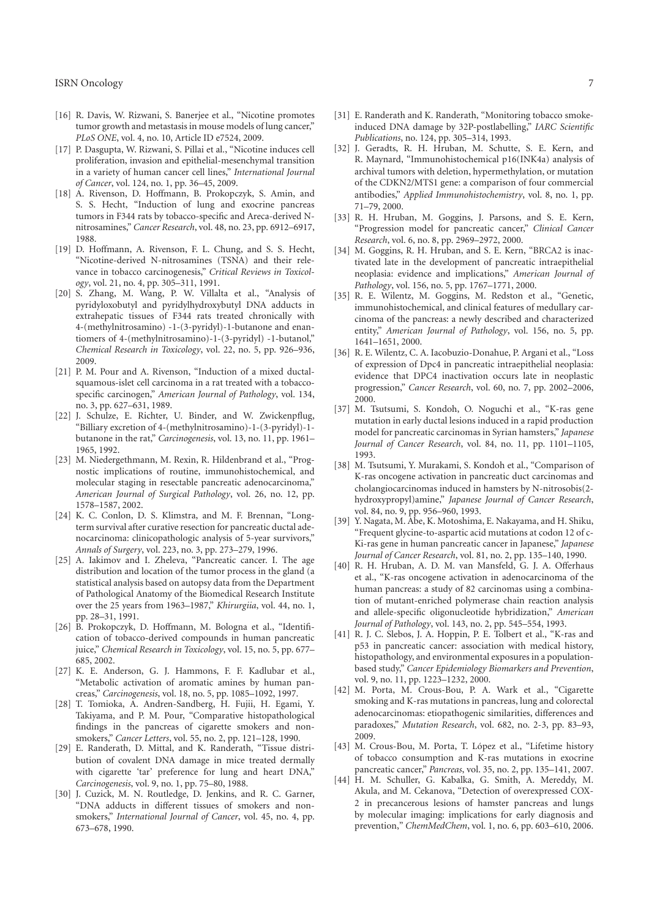[16] R. Davis, W. Rizwani, S. Banerjee et al., "Nicotine promotes tumor growth and metastasis in mouse models of lung cancer," *PLoS ONE*, vol. 4, no. 10, Article ID e7524, 2009.

[17] P. Dasgupta, W. Rizwani, S. Pillai et al., "Nicotine induces cell proliferation, invasion and epithelial-mesenchymal transition in a variety of human cancer cell lines," *International Journal of Cancer*, vol. 124, no. 1, pp. 36–45, 2009.

[18] A. Rivenson, D. Hoffmann, B. Prokopczyk, S. Amin, and S. S. Hecht, "Induction of lung and exocrine pancreas tumors in F344 rats by tobacco-specific and Areca-derived N-nitrosamines," *Cancer Research*, vol. 48, no. 23, pp. 6912–6917, 1988.

[19] D. Hoffmann, A. Rivenson, F. L. Chung, and S. S. Hecht, "Nicotine-derived N-nitrosamines (TSNA) and their relevance in tobacco carcinogenesis," *Critical Reviews in Toxicology*, vol. 21, no. 4, pp. 305–311, 1991.

[20] S. Zhang, M. Wang, P. W. Villalta et al., "Analysis of pyridyloxobutyl and pyridylhydroxybutyl DNA adducts in extrahepatic tissues of F344 rats treated chronically with 4-(methylnitrosamino) -1-(3-pyridyl)-1-butanone and enantiomers of 4-(methylnitrosamino)-1-(3-pyridyl) -1-butanol," *Chemical Research in Toxicology*, vol. 22, no. 5, pp. 926–936, 2009.

[21] P. M. Pour and A. Rivenson, "Induction of a mixed ductal-squamous-islet cell carcinoma in a rat treated with a tobacco-specific carcinogen," *American Journal of Pathology*, vol. 134, no. 3, pp. 627–631, 1989.

[22] J. Schulze, E. Richter, U. Binder, and W. Zwickenpflug, "Billiary excretion of 4-(methylnitrosamino)-1-(3-pyridyl)-1-butanone in the rat," *Carcinogenesis*, vol. 13, no. 11, pp. 1961–1965, 1992.

[23] M. Niedergethmann, M. Rexin, R. Hildenbrand et al., "Prognostic implications of routine, immunohistochemical, and molecular staging in resectable pancreatic adenocarcinoma," *American Journal of Surgical Pathology*, vol. 26, no. 12, pp. 1578–1587, 2002.

[24] K. C. Conlon, D. S. Klimstra, and M. F. Brennan, "Long-term survival after curative resection for pancreatic ductal adenocarcinoma: clinicopathologic analysis of 5-year survivors," *Annals of Surgery*, vol. 223, no. 3, pp. 273–279, 1996.

[25] A. Iakimov and I. Zheleva, "Pancreatic cancer. I. The age distribution and location of the tumor process in the gland (a statistical analysis based on autopsy data from the Department of Pathological Anatomy of the Biomedical Research Institute over the 25 years from 1963–1987," *Khirurgiia*, vol. 44, no. 1, pp. 28–31, 1991.

[26] B. Prokopczyk, D. Hoffmann, M. Bologna et al., "Identification of tobacco-derived compounds in human pancreatic juice," *Chemical Research in Toxicology*, vol. 15, no. 5, pp. 677–685, 2002.

[27] K. E. Anderson, G. J. Hammons, F. F. Kadlubar et al., "Metabolic activation of aromatic amines by human pancreas," *Carcinogenesis*, vol. 18, no. 5, pp. 1085–1092, 1997.

[28] T. Tomioka, A. Andren-Sandberg, H. Fujii, H. Egami, Y. Takiyama, and P. M. Pour, "Comparative histopathological findings in the pancreas of cigarette smokers and non-smokers," *Cancer Letters*, vol. 55, no. 2, pp. 121–128, 1990.

[29] E. Randerath, D. Mittal, and K. Randerath, "Tissue distribution of covalent DNA damage in mice treated dermally with cigarette 'tar' preference for lung and heart DNA," *Carcinogenesis*, vol. 9, no. 1, pp. 75–80, 1988.

[30] J. Cuzick, M. N. Routledge, D. Jenkins, and R. C. Garner, "DNA adducts in different tissues of smokers and non-smokers," *International Journal of Cancer*, vol. 45, no. 4, pp. 673–678, 1990.

[31] E. Randerath and K. Randerath, "Monitoring tobacco smoke-induced DNA damage by 32P-postlabelling," *IARC Scientific Publications*, no. 124, pp. 305–314, 1993.

[32] J. Geradts, R. H. Hruban, M. Schutte, S. E. Kern, and R. Maynard, "Immunohistochemical p16(INK4a) analysis of archival tumors with deletion, hypermethylation, or mutation of the CDKN2/MTS1 gene: a comparison of four commercial antibodies," *Applied Immunohistochemistry*, vol. 8, no. 1, pp. 71–79, 2000.

[33] R. H. Hruban, M. Goggins, J. Parsons, and S. E. Kern, "Progression model for pancreatic cancer," *Clinical Cancer Research*, vol. 6, no. 8, pp. 2969–2972, 2000.

[34] M. Goggins, R. H. Hruban, and S. E. Kern, "BRCA2 is inactivated late in the development of pancreatic intraepithelial neoplasia: evidence and implications," *American Journal of Pathology*, vol. 156, no. 5, pp. 1767–1771, 2000.

[35] R. E. Wilentz, M. Goggins, M. Redston et al., "Genetic, immunohistochemical, and clinical features of medullary carcinoma of the pancreas: a newly described and characterized entity," *American Journal of Pathology*, vol. 156, no. 5, pp. 1641–1651, 2000.

[36] R. E. Wilentz, C. A. Iacobuzio-Donahue, P. Argani et al., "Loss of expression of Dpc4 in pancreatic intraepithelial neoplasia: evidence that DPC4 inactivation occurs late in neoplastic progression," *Cancer Research*, vol. 60, no. 7, pp. 2002–2006, 2000.

[37] M. Tsutsumi, S. Kondoh, O. Noguchi et al., "K-ras gene mutation in early ductal lesions induced in a rapid production model for pancreatic carcinomas in Syrian hamsters," *Japanese Journal of Cancer Research*, vol. 84, no. 11, pp. 1101–1105, 1993.

[38] M. Tsutsumi, Y. Murakami, S. Kondoh et al., "Comparison of K-ras oncogene activation in pancreatic duct carcinomas and cholangiocarcinomas induced in hamsters by N-nitrosobis(2-hydroxypropyl)amine," *Japanese Journal of Cancer Research*, vol. 84, no. 9, pp. 956–960, 1993.

[39] Y. Nagata, M. Abe, K. Motoshima, E. Nakayama, and H. Shiku, "Frequent glycine-to-aspartic acid mutations at codon 12 of c-Ki-ras gene in human pancreatic cancer in Japanese," *Japanese Journal of Cancer Research*, vol. 81, no. 2, pp. 135–140, 1990.

[40] R. H. Hruban, A. D. M. van Mansfeld, G. J. A. Offerhaus et al., "K-ras oncogene activation in adenocarcinoma of the human pancreas: a study of 82 carcinomas using a combination of mutant-enriched polymerase chain reaction analysis and allele-specific oligonucleotide hybridization," *American Journal of Pathology*, vol. 143, no. 2, pp. 545–554, 1993.

[41] R. J. C. Slebos, J. A. Hoppin, P. E. Tolbert et al., "K-ras and p53 in pancreatic cancer: association with medical history, histopathology, and environmental exposures in a population-based study," *Cancer Epidemiology Biomarkers and Prevention*, vol. 9, no. 11, pp. 1223–1232, 2000.

[42] M. Porta, M. Crous-Bou, P. A. Wark et al., "Cigarette smoking and K-ras mutations in pancreas, lung and colorectal adenocarcinomas: etiopathogenic similarities, differences and paradoxes," *Mutation Research*, vol. 682, no. 2-3, pp. 83–93, 2009.

[43] M. Crous-Bou, M. Porta, T. López et al., "Lifetime history of tobacco consumption and K-ras mutations in exocrine pancreatic cancer," *Pancreas*, vol. 35, no. 2, pp. 135–141, 2007.

[44] H. M. Schuller, G. Kabalka, G. Smith, A. Mereddy, M. Akula, and M. Cekanova, "Detection of overexpressed COX-2 in precancerous lesions of hamster pancreas and lungs by molecular imaging: implications for early diagnosis and prevention," *ChemMedChem*, vol. 1, no. 6, pp. 603–610, 2006.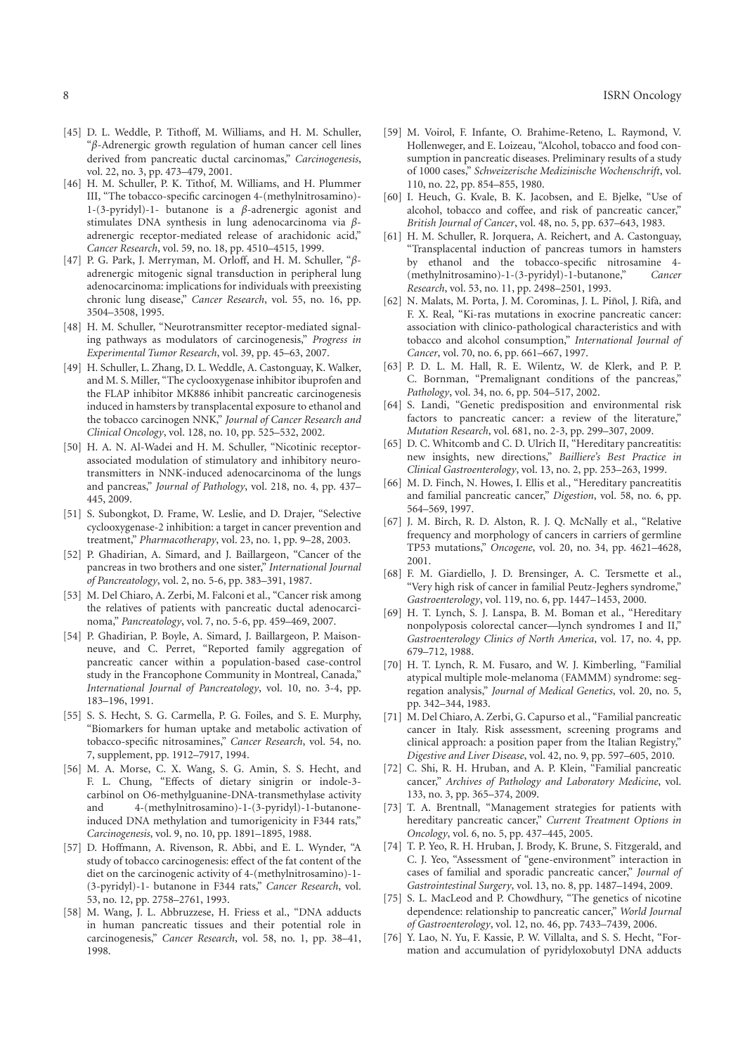[45] D. L. Weddle, P. Tithoff, M. Williams, and H. M. Schuller, "β-Adrenergic growth regulation of human cancer cell lines derived from pancreatic ductal carcinomas," *Carcinogenesis*, vol. 22, no. 3, pp. 473–479, 2001.

[46] H. M. Schuller, P. K. Tithof, M. Williams, and H. Plummer III, "The tobacco-specific carcinogen 4-(methylnitrosamino)-1-(3-pyridyl)-1- butanone is a β-adrenergic agonist and stimulates DNA synthesis in lung adenocarcinoma via β-adrenergic receptor-mediated release of arachidonic acid," *Cancer Research*, vol. 59, no. 18, pp. 4510–4515, 1999.

[47] P. G. Park, J. Merryman, M. Orloff, and H. M. Schuller, "β-adrenergic mitogenic signal transduction in peripheral lung adenocarcinoma: implications for individuals with preexisting chronic lung disease," *Cancer Research*, vol. 55, no. 16, pp. 3504–3508, 1995.

[48] H. M. Schuller, "Neurotransmitter receptor-mediated signaling pathways as modulators of carcinogenesis," *Progress in Experimental Tumor Research*, vol. 39, pp. 45–63, 2007.

[49] H. Schuller, L. Zhang, D. L. Weddle, A. Castonguay, K. Walker, and M. S. Miller, "The cyclooxygenase inhibitor ibuprofen and the FLAP inhibitor MK886 inhibit pancreatic carcinogenesis induced in hamsters by transplacental exposure to ethanol and the tobacco carcinogen NNK," *Journal of Cancer Research and Clinical Oncology*, vol. 128, no. 10, pp. 525–532, 2002.

[50] H. A. N. Al-Wadei and H. M. Schuller, "Nicotinic receptor-associated modulation of stimulatory and inhibitory neurotransmitters in NNK-induced adenocarcinoma of the lungs and pancreas," *Journal of Pathology*, vol. 218, no. 4, pp. 437–445, 2009.

[51] S. Subongkot, D. Frame, W. Leslie, and D. Drajer, "Selective cyclooxygenase-2 inhibition: a target in cancer prevention and treatment," *Pharmacotherapy*, vol. 23, no. 1, pp. 9–28, 2003.

[52] P. Ghadirian, A. Simard, and J. Baillargeon, "Cancer of the pancreas in two brothers and one sister," *International Journal of Pancreatology*, vol. 2, no. 5-6, pp. 383–391, 1987.

[53] M. Del Chiaro, A. Zerbi, M. Falconi et al., "Cancer risk among the relatives of patients with pancreatic ductal adenocarcinoma," *Pancreatology*, vol. 7, no. 5-6, pp. 459–469, 2007.

[54] P. Ghadirian, P. Boyle, A. Simard, J. Baillargeon, P. Maisonneuve, and C. Perret, "Reported family aggregation of pancreatic cancer within a population-based case-control study in the Francophone Community in Montreal, Canada," *International Journal of Pancreatology*, vol. 10, no. 3-4, pp. 183–196, 1991.

[55] S. S. Hecht, S. G. Carmella, P. G. Foiles, and S. E. Murphy, "Biomarkers for human uptake and metabolic activation of tobacco-specific nitrosamines," *Cancer Research*, vol. 54, no. 7, supplement, pp. 1912–7917, 1994.

[56] M. A. Morse, C. X. Wang, S. G. Amin, S. S. Hecht, and F. L. Chung, "Effects of dietary sinigrin or indole-3-carbinol on O6-methylguanine-DNA-transmethylase activity and 4-(methylnitrosamino)-1-(3-pyridyl)-1-butanone-induced DNA methylation and tumorigenicity in F344 rats," *Carcinogenesis*, vol. 9, no. 10, pp. 1891–1895, 1988.

[57] D. Hoffmann, A. Rivenson, R. Abbi, and E. L. Wynder, "A study of tobacco carcinogenesis: effect of the fat content of the diet on the carcinogenic activity of 4-(methylnitrosamino)-1-(3-pyridyl)-1- butanone in F344 rats," *Cancer Research*, vol. 53, no. 12, pp. 2758–2761, 1993.

[58] M. Wang, J. L. Abbruzzese, H. Friess et al., "DNA adducts in human pancreatic tissues and their potential role in carcinogenesis," *Cancer Research*, vol. 58, no. 1, pp. 38–41, 1998.

[59] M. Voirol, F. Infante, O. Brahime-Reteno, L. Raymond, V. Hollenweger, and E. Loizeau, "Alcohol, tobacco and food consumption in pancreatic diseases. Preliminary results of a study of 1000 cases," *Schweizerische Medizinische Wochenschrift*, vol. 110, no. 22, pp. 854–855, 1980.

[60] I. Heuch, G. Kvale, B. K. Jacobsen, and E. Bjelke, "Use of alcohol, tobacco and coffee, and risk of pancreatic cancer," *British Journal of Cancer*, vol. 48, no. 5, pp. 637–643, 1983.

[61] H. M. Schuller, R. Jorquera, A. Reichert, and A. Castonguay, "Transplacental induction of pancreas tumors in hamsters by ethanol and the tobacco-specific nitrosamine 4-(methylnitrosamino)-1-(3-pyridyl)-1-butanone," *Cancer Research*, vol. 53, no. 11, pp. 2498–2501, 1993.

[62] N. Malats, M. Porta, J. M. Corominas, J. L. Piñol, J. Rifà, and F. X. Real, "Ki-ras mutations in exocrine pancreatic cancer: association with clinico-pathological characteristics and with tobacco and alcohol consumption," *International Journal of Cancer*, vol. 70, no. 6, pp. 661–667, 1997.

[63] P. D. L. M. Hall, R. E. Wilentz, W. de Klerk, and P. P. C. Bornman, "Premalignant conditions of the pancreas," *Pathology*, vol. 34, no. 6, pp. 504–517, 2002.

[64] S. Landi, "Genetic predisposition and environmental risk factors to pancreatic cancer: a review of the literature," *Mutation Research*, vol. 681, no. 2-3, pp. 299–307, 2009.

[65] D. C. Whitcomb and C. D. Ulrich II, "Hereditary pancreatitis: new insights, new directions," *Bailliere's Best Practice in Clinical Gastroenterology*, vol. 13, no. 2, pp. 253–263, 1999.

[66] M. D. Finch, N. Howes, I. Ellis et al., "Hereditary pancreatitis and familial pancreatic cancer," *Digestion*, vol. 58, no. 6, pp. 564–569, 1997.

[67] J. M. Birch, R. D. Alston, R. J. Q. McNally et al., "Relative frequency and morphology of cancers in carriers of germline TP53 mutations," *Oncogene*, vol. 20, no. 34, pp. 4621–4628, 2001.

[68] F. M. Giardiello, J. D. Brensinger, A. C. Tersmette et al., "Very high risk of cancer in familial Peutz-Jeghers syndrome," *Gastroenterology*, vol. 119, no. 6, pp. 1447–1453, 2000.

[69] H. T. Lynch, S. J. Lanspa, B. M. Boman et al., "Hereditary nonpolyposis colorectal cancer—lynch syndromes I and II," *Gastroenterology Clinics of North America*, vol. 17, no. 4, pp. 679–712, 1988.

[70] H. T. Lynch, R. M. Fusaro, and W. J. Kimberling, "Familial atypical multiple mole-melanoma (FAMMM) syndrome: segregation analysis," *Journal of Medical Genetics*, vol. 20, no. 5, pp. 342–344, 1983.

[71] M. Del Chiaro, A. Zerbi, G. Capurso et al., "Familial pancreatic cancer in Italy. Risk assessment, screening programs and clinical approach: a position paper from the Italian Registry," *Digestive and Liver Disease*, vol. 42, no. 9, pp. 597–605, 2010.

[72] C. Shi, R. H. Hruban, and A. P. Klein, "Familial pancreatic cancer," *Archives of Pathology and Laboratory Medicine*, vol. 133, no. 3, pp. 365–374, 2009.

[73] T. A. Brentnall, "Management strategies for patients with hereditary pancreatic cancer," *Current Treatment Options in Oncology*, vol. 6, no. 5, pp. 437–445, 2005.

[74] T. P. Yeo, R. H. Hruban, J. Brody, K. Brune, S. Fitzgerald, and C. J. Yeo, "Assessment of "gene-environment" interaction in cases of familial and sporadic pancreatic cancer," *Journal of Gastrointestinal Surgery*, vol. 13, no. 8, pp. 1487–1494, 2009.

[75] S. L. MacLeod and P. Chowdhury, "The genetics of nicotine dependence: relationship to pancreatic cancer," *World Journal of Gastroenterology*, vol. 12, no. 46, pp. 7433–7439, 2006.

[76] Y. Lao, N. Yu, F. Kassie, P. W. Villalta, and S. S. Hecht, "Formation and accumulation of pyridyloxobutyl DNA adducts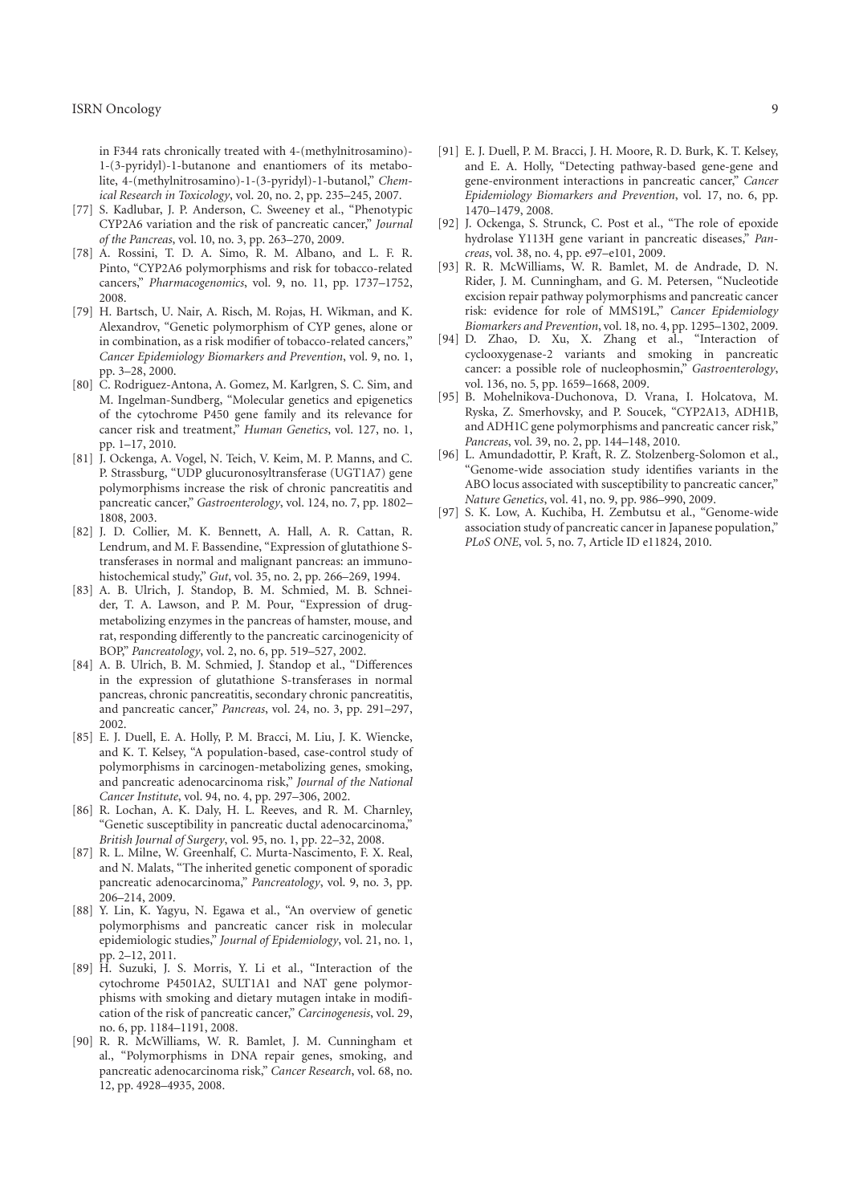in F344 rats chronically treated with 4-(methylnitrosamino)-1-(3-pyridyl)-1-butanone and enantiomers of its metabolite, 4-(methylnitrosamino)-1-(3-pyridyl)-1-butanol," *Chemical Research in Toxicology*, vol. 20, no. 2, pp. 235–245, 2007.

[77] S. Kadlubar, J. P. Anderson, C. Sweeney et al., "Phenotypic CYP2A6 variation and the risk of pancreatic cancer," *Journal of the Pancreas*, vol. 10, no. 3, pp. 263–270, 2009.

[78] A. Rossini, T. D. A. Simo, R. M. Albano, and L. F. R. Pinto, "CYP2A6 polymorphisms and risk for tobacco-related cancers," *Pharmacogenomics*, vol. 9, no. 11, pp. 1737–1752, 2008.

[79] H. Bartsch, U. Nair, A. Risch, M. Rojas, H. Wikman, and K. Alexandrov, "Genetic polymorphism of CYP genes, alone or in combination, as a risk modifier of tobacco-related cancers," *Cancer Epidemiology Biomarkers and Prevention*, vol. 9, no. 1, pp. 3–28, 2000.

[80] C. Rodriguez-Antona, A. Gomez, M. Karlgren, S. C. Sim, and M. Ingelman-Sundberg, "Molecular genetics and epigenetics of the cytochrome P450 gene family and its relevance for cancer risk and treatment," *Human Genetics*, vol. 127, no. 1, pp. 1–17, 2010.

[81] J. Ockenga, A. Vogel, N. Teich, V. Keim, M. P. Manns, and C. P. Strassburg, "UDP glucuronosyltransferase (UGT1A7) gene polymorphisms increase the risk of chronic pancreatitis and pancreatic cancer," *Gastroenterology*, vol. 124, no. 7, pp. 1802–1808, 2003.

[82] J. D. Collier, M. K. Bennett, A. Hall, A. R. Cattan, R. Lendrum, and M. F. Bassendine, "Expression of glutathione S-transferases in normal and malignant pancreas: an immunohistochemical study," *Gut*, vol. 35, no. 2, pp. 266–269, 1994.

[83] A. B. Ulrich, J. Standop, B. M. Schmied, M. B. Schneider, T. A. Lawson, and P. M. Pour, "Expression of drug-metabolizing enzymes in the pancreas of hamster, mouse, and rat, responding differently to the pancreatic carcinogenicity of BOP," *Pancreatology*, vol. 2, no. 6, pp. 519–527, 2002.

[84] A. B. Ulrich, B. M. Schmied, J. Standop et al., "Differences in the expression of glutathione S-transferases in normal pancreas, chronic pancreatitis, secondary chronic pancreatitis, and pancreatic cancer," *Pancreas*, vol. 24, no. 3, pp. 291–297, 2002.

[85] E. J. Duell, E. A. Holly, P. M. Bracci, M. Liu, J. K. Wiencke, and K. T. Kelsey, "A population-based, case-control study of polymorphisms in carcinogen-metabolizing genes, smoking, and pancreatic adenocarcinoma risk," *Journal of the National Cancer Institute*, vol. 94, no. 4, pp. 297–306, 2002.

[86] R. Lochan, A. K. Daly, H. L. Reeves, and R. M. Charnley, "Genetic susceptibility in pancreatic ductal adenocarcinoma," *British Journal of Surgery*, vol. 95, no. 1, pp. 22–32, 2008.

[87] R. L. Milne, W. Greenhalf, C. Murta-Nascimento, F. X. Real, and N. Malats, "The inherited genetic component of sporadic pancreatic adenocarcinoma," *Pancreatology*, vol. 9, no. 3, pp. 206–214, 2009.

[88] Y. Lin, K. Yagyu, N. Egawa et al., "An overview of genetic polymorphisms and pancreatic cancer risk in molecular epidemiologic studies," *Journal of Epidemiology*, vol. 21, no. 1, pp. 2–12, 2011.

[89] H. Suzuki, J. S. Morris, Y. Li et al., "Interaction of the cytochrome P4501A2, SULT1A1 and NAT gene polymorphisms with smoking and dietary mutagen intake in modification of the risk of pancreatic cancer," *Carcinogenesis*, vol. 29, no. 6, pp. 1184–1191, 2008.

[90] R. R. McWilliams, W. R. Bamlet, J. M. Cunningham et al., "Polymorphisms in DNA repair genes, smoking, and pancreatic adenocarcinoma risk," *Cancer Research*, vol. 68, no. 12, pp. 4928–4935, 2008.

[91] E. J. Duell, P. M. Bracci, J. H. Moore, R. D. Burk, K. T. Kelsey, and E. A. Holly, "Detecting pathway-based gene-gene and gene-environment interactions in pancreatic cancer," *Cancer Epidemiology Biomarkers and Prevention*, vol. 17, no. 6, pp. 1470–1479, 2008.

[92] J. Ockenga, S. Strunck, C. Post et al., "The role of epoxide hydrolase Y113H gene variant in pancreatic diseases," *Pancreas*, vol. 38, no. 4, pp. e97–e101, 2009.

[93] R. R. McWilliams, W. R. Bamlet, M. de Andrade, D. N. Rider, J. M. Cunningham, and G. M. Petersen, "Nucleotide excision repair pathway polymorphisms and pancreatic cancer risk: evidence for role of MMS19L," *Cancer Epidemiology Biomarkers and Prevention*, vol. 18, no. 4, pp. 1295–1302, 2009.

[94] D. Zhao, D. Xu, X. Zhang et al., "Interaction of cyclooxygenase-2 variants and smoking in pancreatic cancer: a possible role of nucleophosmin," *Gastroenterology*, vol. 136, no. 5, pp. 1659–1668, 2009.

[95] B. Mohelnikova-Duchonova, D. Vrana, I. Holcatova, M. Ryska, Z. Smerhovsky, and P. Soucek, "CYP2A13, ADH1B, and ADH1C gene polymorphisms and pancreatic cancer risk," *Pancreas*, vol. 39, no. 2, pp. 144–148, 2010.

[96] L. Amundadottir, P. Kraft, R. Z. Stolzenberg-Solomon et al., "Genome-wide association study identifies variants in the ABO locus associated with susceptibility to pancreatic cancer," *Nature Genetics*, vol. 41, no. 9, pp. 986–990, 2009.

[97] S. K. Low, A. Kuchiba, H. Zembutsu et al., "Genome-wide association study of pancreatic cancer in Japanese population," *PLoS ONE*, vol. 5, no. 7, Article ID e11824, 2010.